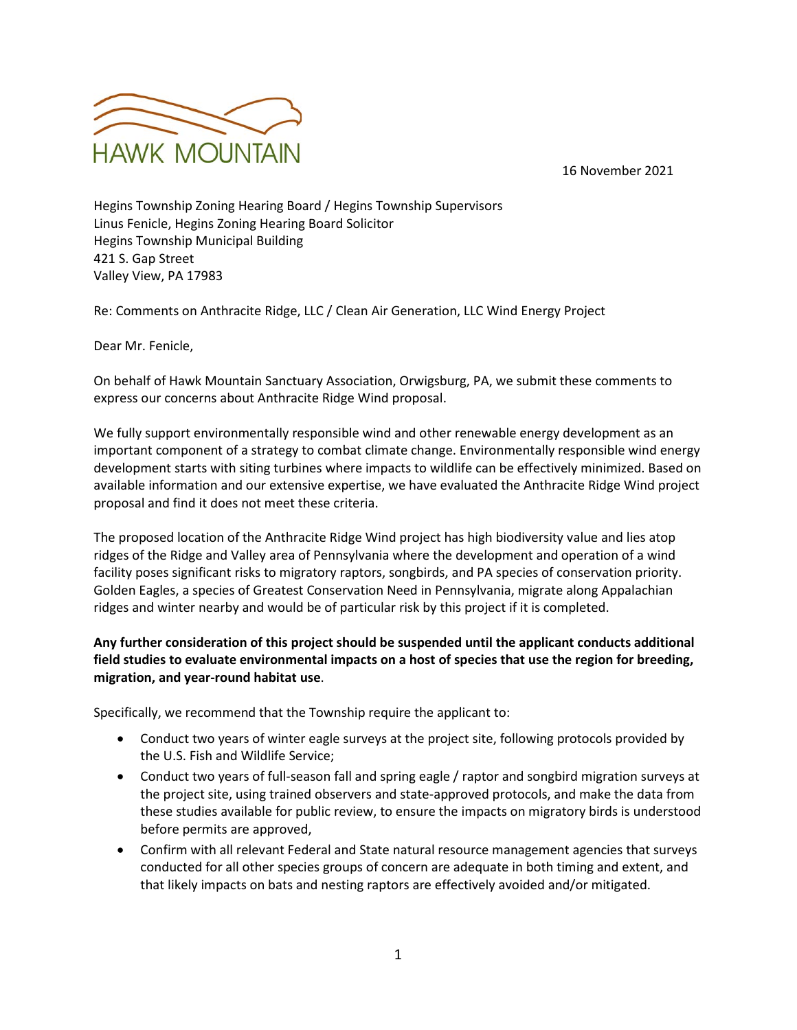HAWK MOUNTAIN

16 November 2021

Hegins Township Zoning Hearing Board / Hegins Township Supervisors
Linus Fenicle, Hegins Zoning Hearing Board Solicitor
Hegins Township Municipal Building
421 S. Gap Street
Valley View, PA 17983

Re: Comments on Anthracite Ridge, LLC / Clean Air Generation, LLC Wind Energy Project

Dear Mr. Fenicle,

On behalf of Hawk Mountain Sanctuary Association, Orwigsburg, PA, we submit these comments to express our concerns about Anthracite Ridge Wind proposal.

We fully support environmentally responsible wind and other renewable energy development as an important component of a strategy to combat climate change. Environmentally responsible wind energy development starts with siting turbines where impacts to wildlife can be effectively minimized. Based on available information and our extensive expertise, we have evaluated the Anthracite Ridge Wind project proposal and find it does not meet these criteria.

The proposed location of the Anthracite Ridge Wind project has high biodiversity value and lies atop ridges of the Ridge and Valley area of Pennsylvania where the development and operation of a wind facility poses significant risks to migratory raptors, songbirds, and PA species of conservation priority. Golden Eagles, a species of Greatest Conservation Need in Pennsylvania, migrate along Appalachian ridges and winter nearby and would be of particular risk by this project if it is completed.

**Any further consideration of this project should be suspended until the applicant conducts additional field studies to evaluate environmental impacts on a host of species that use the region for breeding, migration, and year-round habitat use**.

Specifically, we recommend that the Township require the applicant to:

- Conduct two years of winter eagle surveys at the project site, following protocols provided by the U.S. Fish and Wildlife Service;
- Conduct two years of full-season fall and spring eagle / raptor and songbird migration surveys at the project site, using trained observers and state-approved protocols, and make the data from these studies available for public review, to ensure the impacts on migratory birds is understood before permits are approved,
- Confirm with all relevant Federal and State natural resource management agencies that surveys conducted for all other species groups of concern are adequate in both timing and extent, and that likely impacts on bats and nesting raptors are effectively avoided and/or mitigated.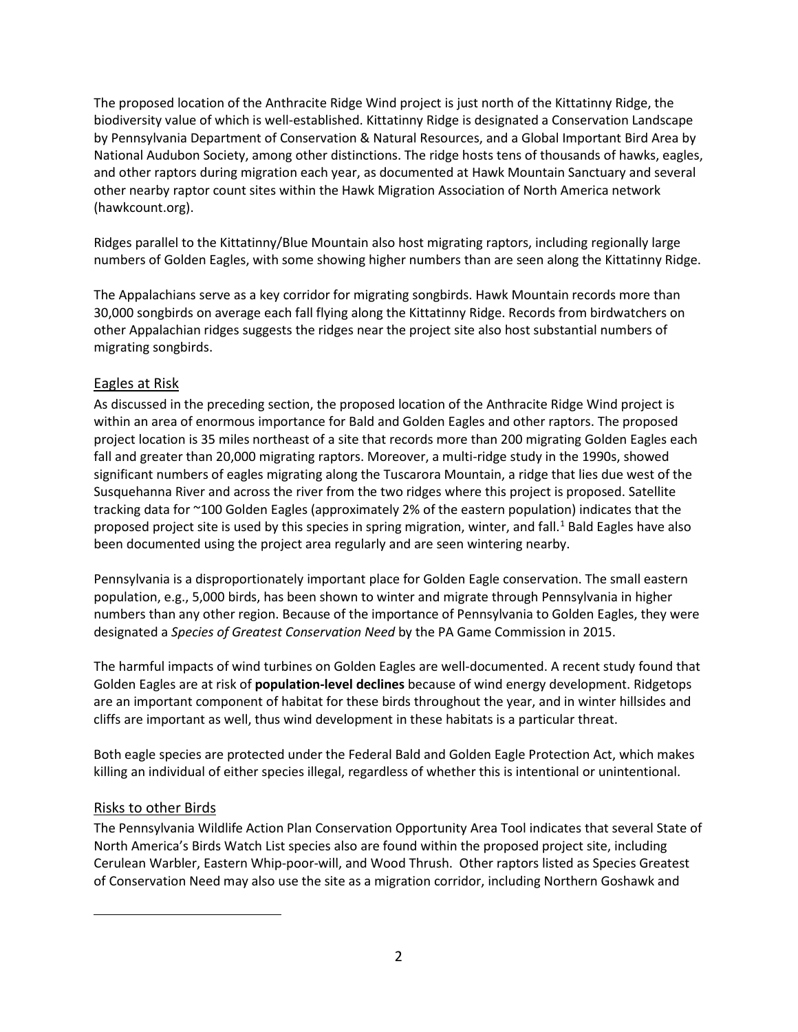The proposed location of the Anthracite Ridge Wind project is just north of the Kittatinny Ridge, the biodiversity value of which is well-established. Kittatinny Ridge is designated a Conservation Landscape by Pennsylvania Department of Conservation & Natural Resources, and a Global Important Bird Area by National Audubon Society, among other distinctions. The ridge hosts tens of thousands of hawks, eagles, and other raptors during migration each year, as documented at Hawk Mountain Sanctuary and several other nearby raptor count sites within the Hawk Migration Association of North America network (hawkcount.org).

Ridges parallel to the Kittatinny/Blue Mountain also host migrating raptors, including regionally large numbers of Golden Eagles, with some showing higher numbers than are seen along the Kittatinny Ridge.

The Appalachians serve as a key corridor for migrating songbirds. Hawk Mountain records more than 30,000 songbirds on average each fall flying along the Kittatinny Ridge. Records from birdwatchers on other Appalachian ridges suggests the ridges near the project site also host substantial numbers of migrating songbirds.

## Eagles at Risk

As discussed in the preceding section, the proposed location of the Anthracite Ridge Wind project is within an area of enormous importance for Bald and Golden Eagles and other raptors. The proposed project location is 35 miles northeast of a site that records more than 200 migrating Golden Eagles each fall and greater than 20,000 migrating raptors. Moreover, a multi-ridge study in the 1990s, showed significant numbers of eagles migrating along the Tuscarora Mountain, a ridge that lies due west of the Susquehanna River and across the river from the two ridges where this project is proposed. Satellite tracking data for ~100 Golden Eagles (approximately 2% of the eastern population) indicates that the proposed project site is used by this species in spring migration, winter, and fall.[1] Bald Eagles have also been documented using the project area regularly and are seen wintering nearby.

Pennsylvania is a disproportionately important place for Golden Eagle conservation. The small eastern population, e.g., 5,000 birds, has been shown to winter and migrate through Pennsylvania in higher numbers than any other region. Because of the importance of Pennsylvania to Golden Eagles, they were designated a *Species of Greatest Conservation Need* by the PA Game Commission in 2015.

The harmful impacts of wind turbines on Golden Eagles are well-documented. A recent study found that Golden Eagles are at risk of **population-level declines** because of wind energy development. Ridgetops are an important component of habitat for these birds throughout the year, and in winter hillsides and cliffs are important as well, thus wind development in these habitats is a particular threat.

Both eagle species are protected under the Federal Bald and Golden Eagle Protection Act, which makes killing an individual of either species illegal, regardless of whether this is intentional or unintentional.

## Risks to other Birds

The Pennsylvania Wildlife Action Plan Conservation Opportunity Area Tool indicates that several State of North America's Birds Watch List species also are found within the proposed project site, including Cerulean Warbler, Eastern Whip-poor-will, and Wood Thrush. Other raptors listed as Species Greatest of Conservation Need may also use the site as a migration corridor, including Northern Goshawk and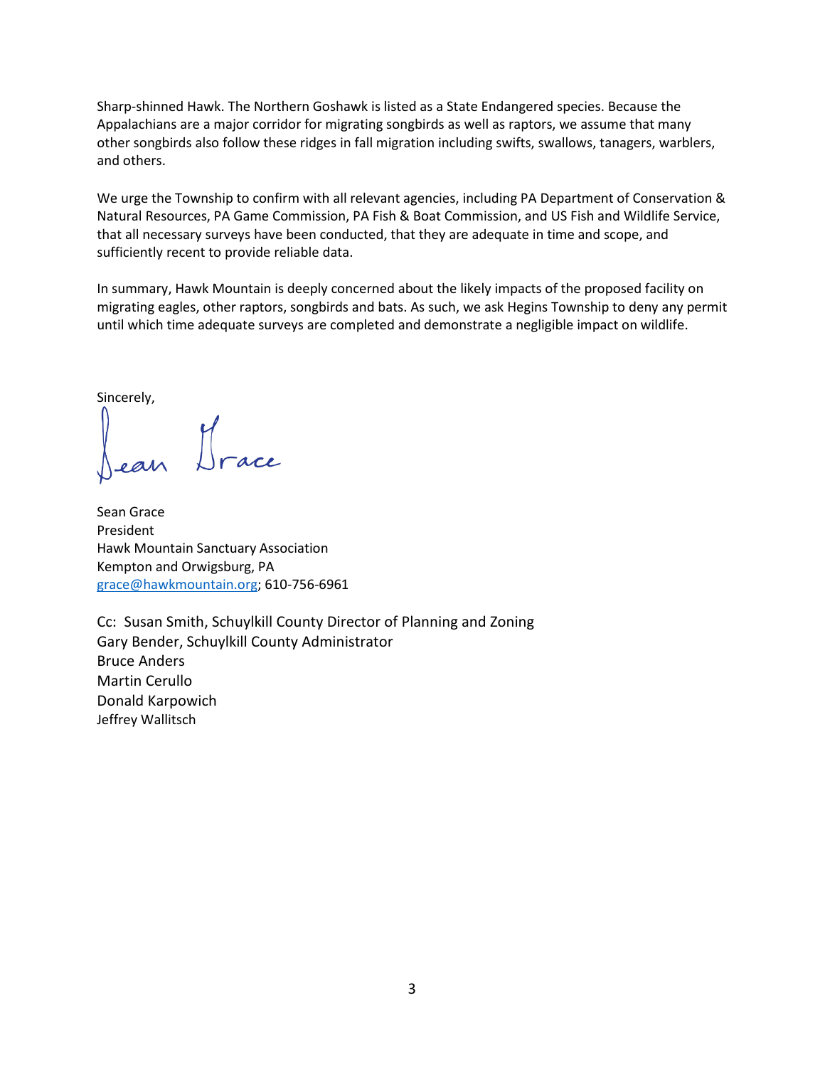Sharp-shinned Hawk. The Northern Goshawk is listed as a State Endangered species. Because the Appalachians are a major corridor for migrating songbirds as well as raptors, we assume that many other songbirds also follow these ridges in fall migration including swifts, swallows, tanagers, warblers, and others.

We urge the Township to confirm with all relevant agencies, including PA Department of Conservation & Natural Resources, PA Game Commission, PA Fish & Boat Commission, and US Fish and Wildlife Service, that all necessary surveys have been conducted, that they are adequate in time and scope, and sufficiently recent to provide reliable data.

In summary, Hawk Mountain is deeply concerned about the likely impacts of the proposed facility on migrating eagles, other raptors, songbirds and bats. As such, we ask Hegins Township to deny any permit until which time adequate surveys are completed and demonstrate a negligible impact on wildlife.

Sincerely,

Sean Grace

Sean Grace
President
Hawk Mountain Sanctuary Association
Kempton and Orwigsburg, PA
grace@hawkmountain.org; 610-756-6961

Cc: Susan Smith, Schuylkill County Director of Planning and Zoning
Gary Bender, Schuylkill County Administrator
Bruce Anders
Martin Cerullo
Donald Karpowich
Jeffrey Wallitsch